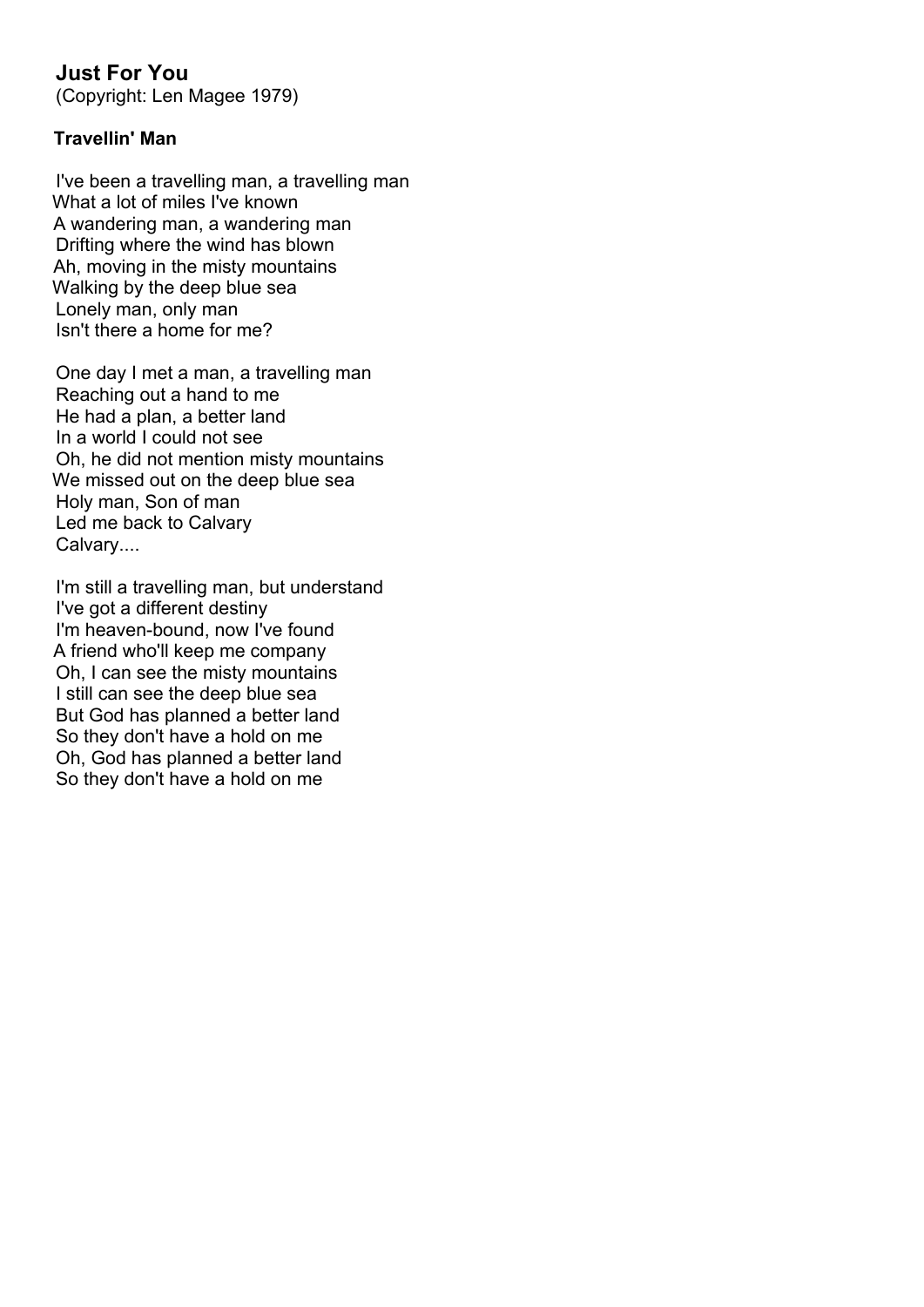# Just For You

(Copyright: Len Magee 1979)

### Travellin' Man

I've been a travelling man, a travelling man
What a lot of miles I've known
A wandering man, a wandering man
Drifting where the wind has blown
Ah, moving in the misty mountains
Walking by the deep blue sea
Lonely man, only man
Isn't there a home for me?

One day I met a man, a travelling man
Reaching out a hand to me
He had a plan, a better land
In a world I could not see
Oh, he did not mention misty mountains
We missed out on the deep blue sea
Holy man, Son of man
Led me back to Calvary
Calvary....

I'm still a travelling man, but understand
I've got a different destiny
I'm heaven-bound, now I've found
A friend who'll keep me company
Oh, I can see the misty mountains
I still can see the deep blue sea
But God has planned a better land
So they don't have a hold on me
Oh, God has planned a better land
So they don't have a hold on me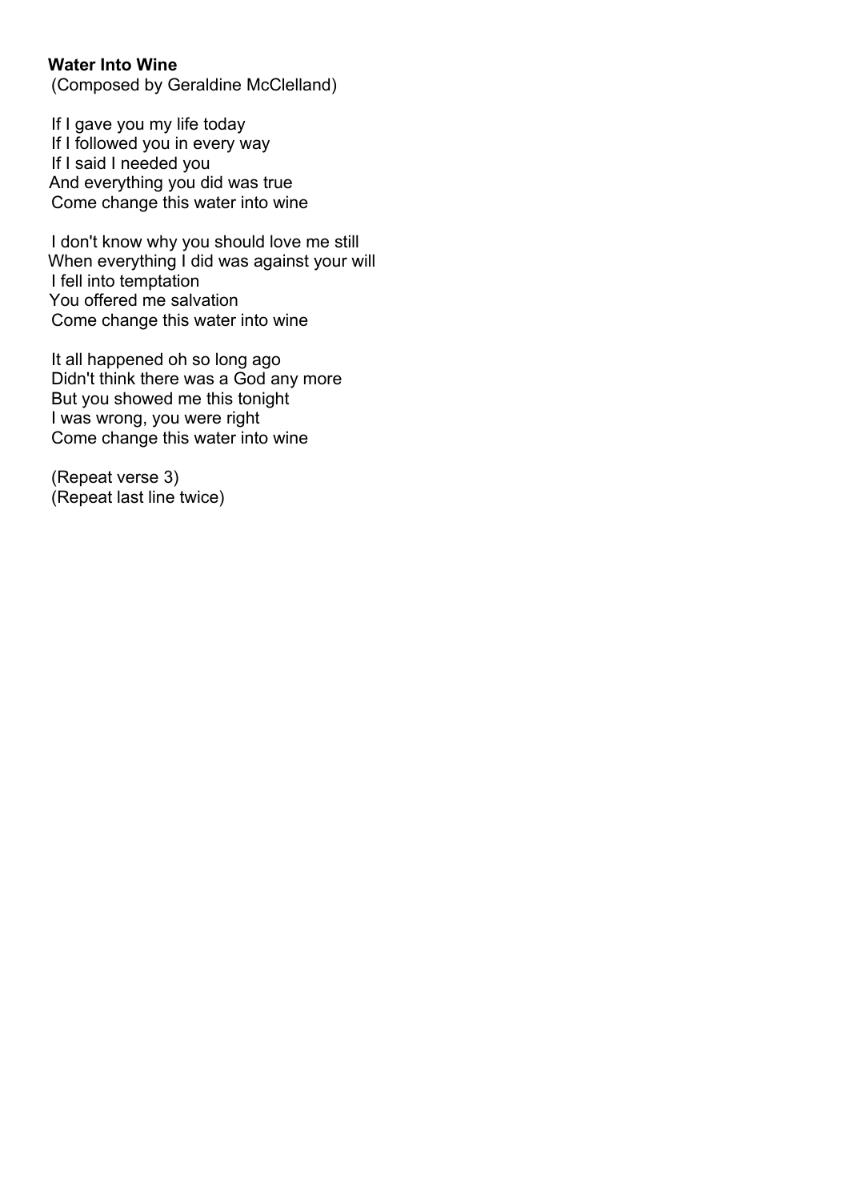**Water Into Wine**
(Composed by Geraldine McClelland)

If I gave you my life today
If I followed you in every way
If I said I needed you
And everything you did was true
Come change this water into wine

I don't know why you should love me still
When everything I did was against your will
I fell into temptation
You offered me salvation
Come change this water into wine

It all happened oh so long ago
Didn't think there was a God any more
But you showed me this tonight
I was wrong, you were right
Come change this water into wine

(Repeat verse 3)
(Repeat last line twice)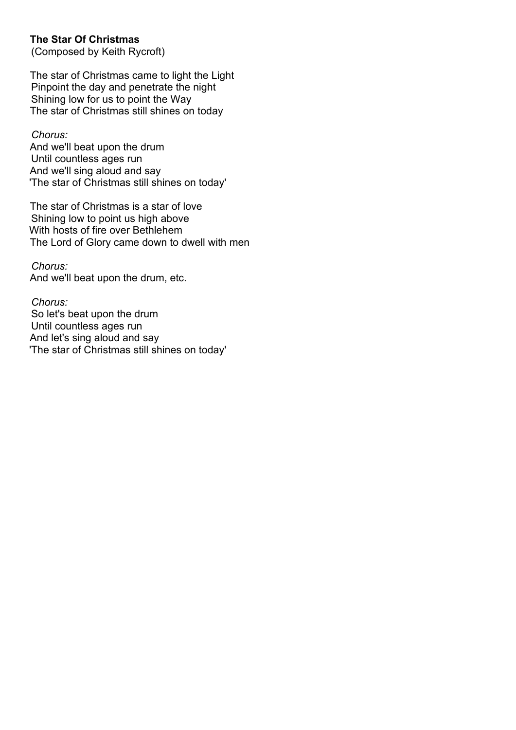**The Star Of Christmas**
(Composed by Keith Rycroft)

The star of Christmas came to light the Light
Pinpoint the day and penetrate the night
Shining low for us to point the Way
The star of Christmas still shines on today

*Chorus:*
And we'll beat upon the drum
Until countless ages run
And we'll sing aloud and say
'The star of Christmas still shines on today'

The star of Christmas is a star of love
Shining low to point us high above
With hosts of fire over Bethlehem
The Lord of Glory came down to dwell with men

*Chorus:*
And we'll beat upon the drum, etc.

*Chorus:*
So let's beat upon the drum
Until countless ages run
And let's sing aloud and say
'The star of Christmas still shines on today'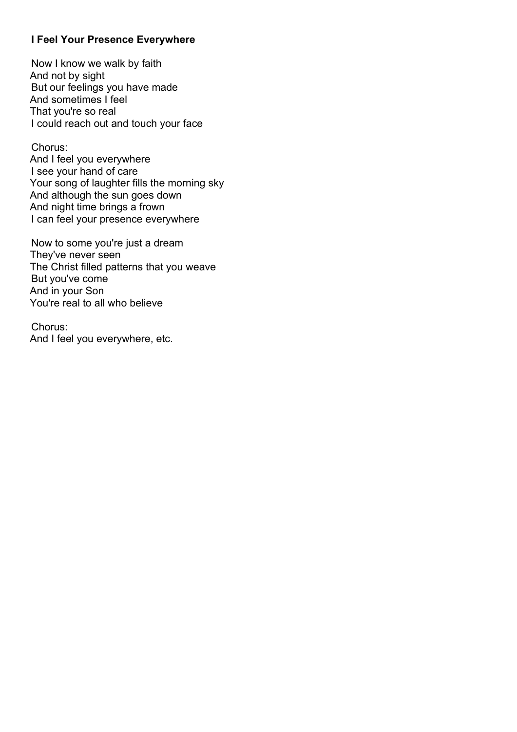**I Feel Your Presence Everywhere**

Now I know we walk by faith
And not by sight
But our feelings you have made
And sometimes I feel
That you're so real
I could reach out and touch your face

Chorus:
And I feel you everywhere
I see your hand of care
Your song of laughter fills the morning sky
And although the sun goes down
And night time brings a frown
I can feel your presence everywhere

Now to some you're just a dream
They've never seen
The Christ filled patterns that you weave
But you've come
And in your Son
You're real to all who believe

Chorus:
And I feel you everywhere, etc.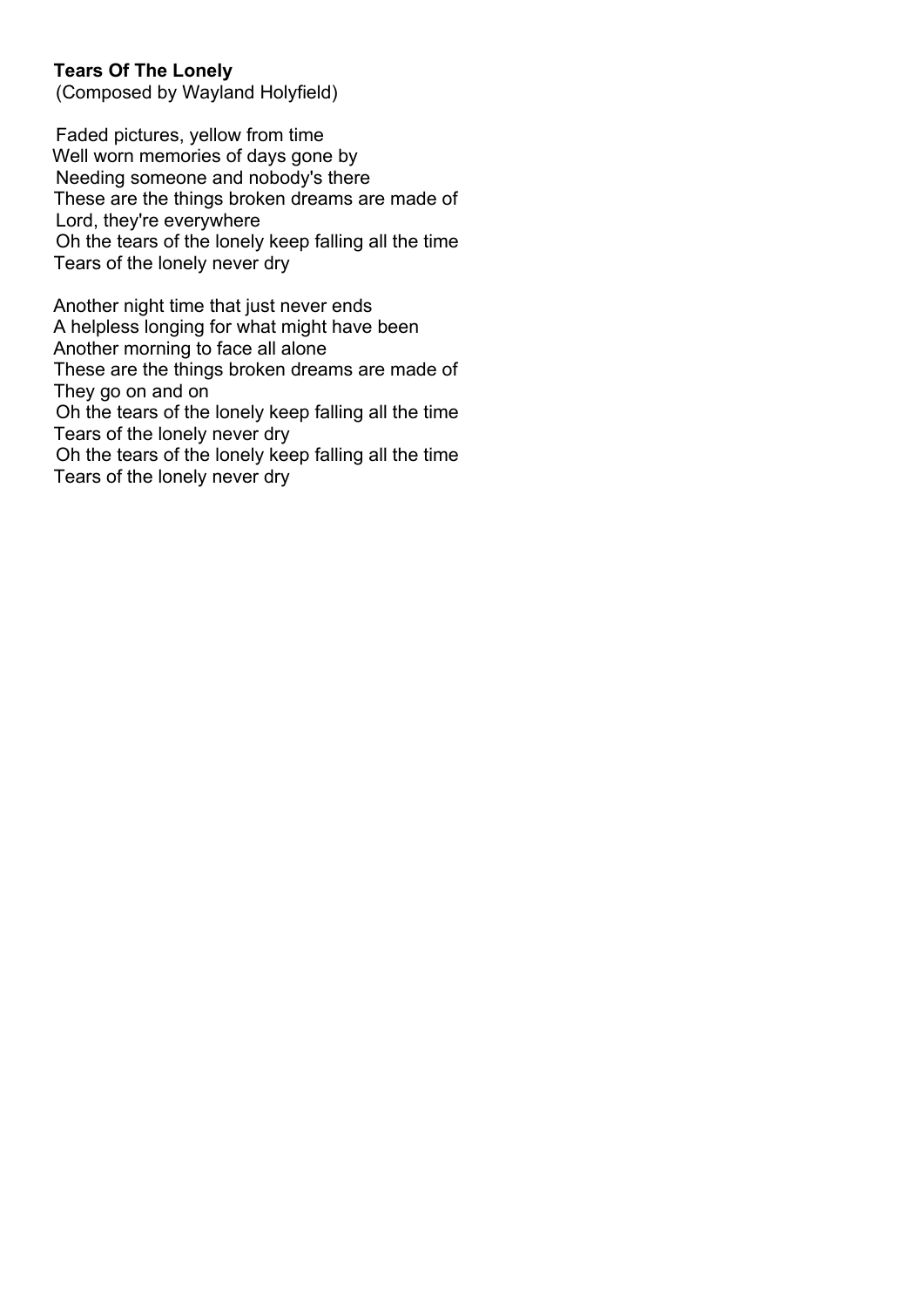**Tears Of The Lonely**
(Composed by Wayland Holyfield)

Faded pictures, yellow from time
Well worn memories of days gone by
Needing someone and nobody's there
These are the things broken dreams are made of
Lord, they're everywhere
Oh the tears of the lonely keep falling all the time
Tears of the lonely never dry

Another night time that just never ends
A helpless longing for what might have been
Another morning to face all alone
These are the things broken dreams are made of
They go on and on
Oh the tears of the lonely keep falling all the time
Tears of the lonely never dry
Oh the tears of the lonely keep falling all the time
Tears of the lonely never dry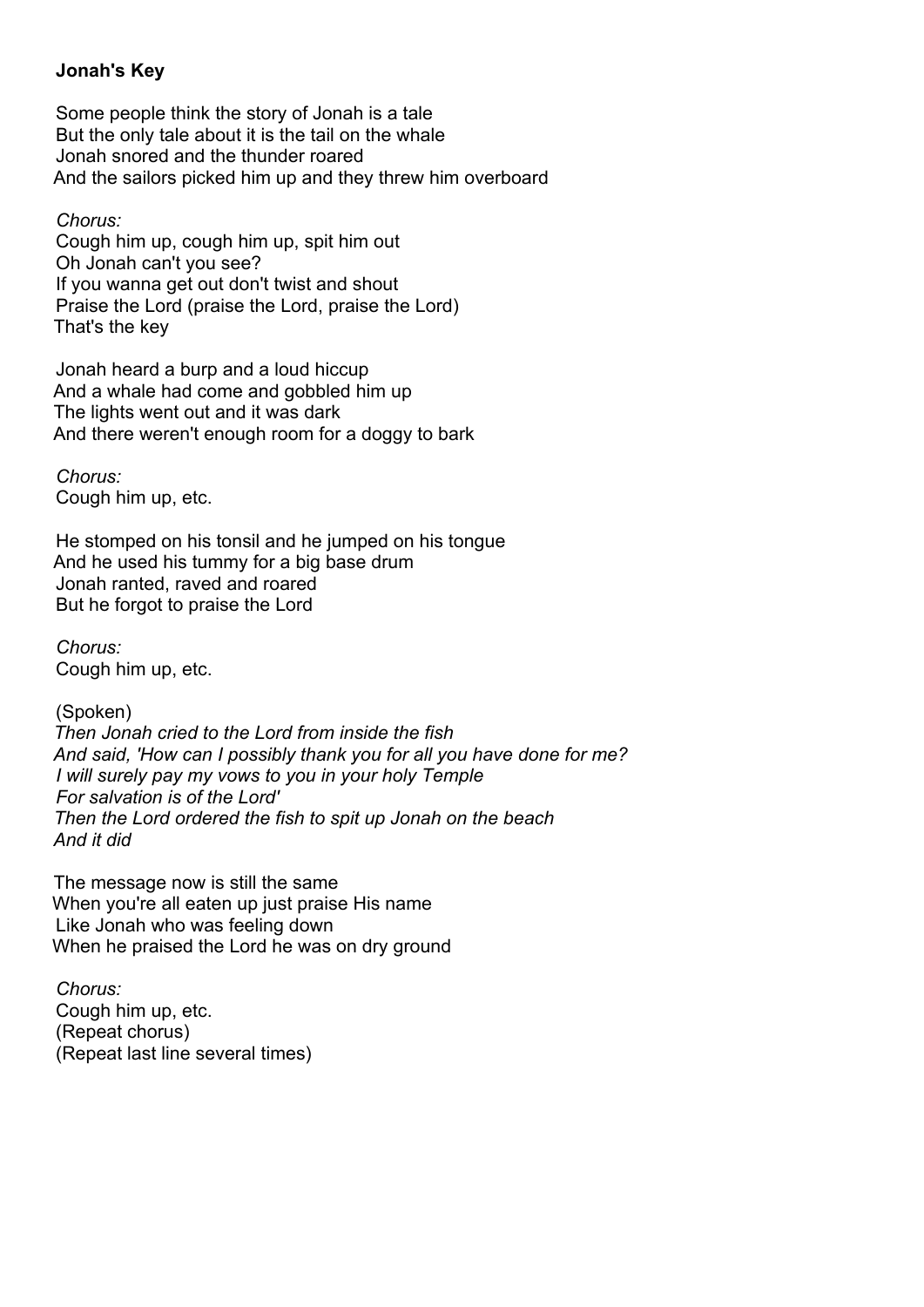**Jonah's Key**

Some people think the story of Jonah is a tale
But the only tale about it is the tail on the whale
Jonah snored and the thunder roared
And the sailors picked him up and they threw him overboard

*Chorus:*
Cough him up, cough him up, spit him out
Oh Jonah can't you see?
If you wanna get out don't twist and shout
Praise the Lord (praise the Lord, praise the Lord)
That's the key

Jonah heard a burp and a loud hiccup
And a whale had come and gobbled him up
The lights went out and it was dark
And there weren't enough room for a doggy to bark

*Chorus:*
Cough him up, etc.

He stomped on his tonsil and he jumped on his tongue
And he used his tummy for a big base drum
Jonah ranted, raved and roared
But he forgot to praise the Lord

*Chorus:*
Cough him up, etc.

(Spoken)
*Then Jonah cried to the Lord from inside the fish*
*And said, 'How can I possibly thank you for all you have done for me?*
*I will surely pay my vows to you in your holy Temple*
*For salvation is of the Lord'*
*Then the Lord ordered the fish to spit up Jonah on the beach*
*And it did*

The message now is still the same
When you're all eaten up just praise His name
Like Jonah who was feeling down
When he praised the Lord he was on dry ground

*Chorus:*
Cough him up, etc.
(Repeat chorus)
(Repeat last line several times)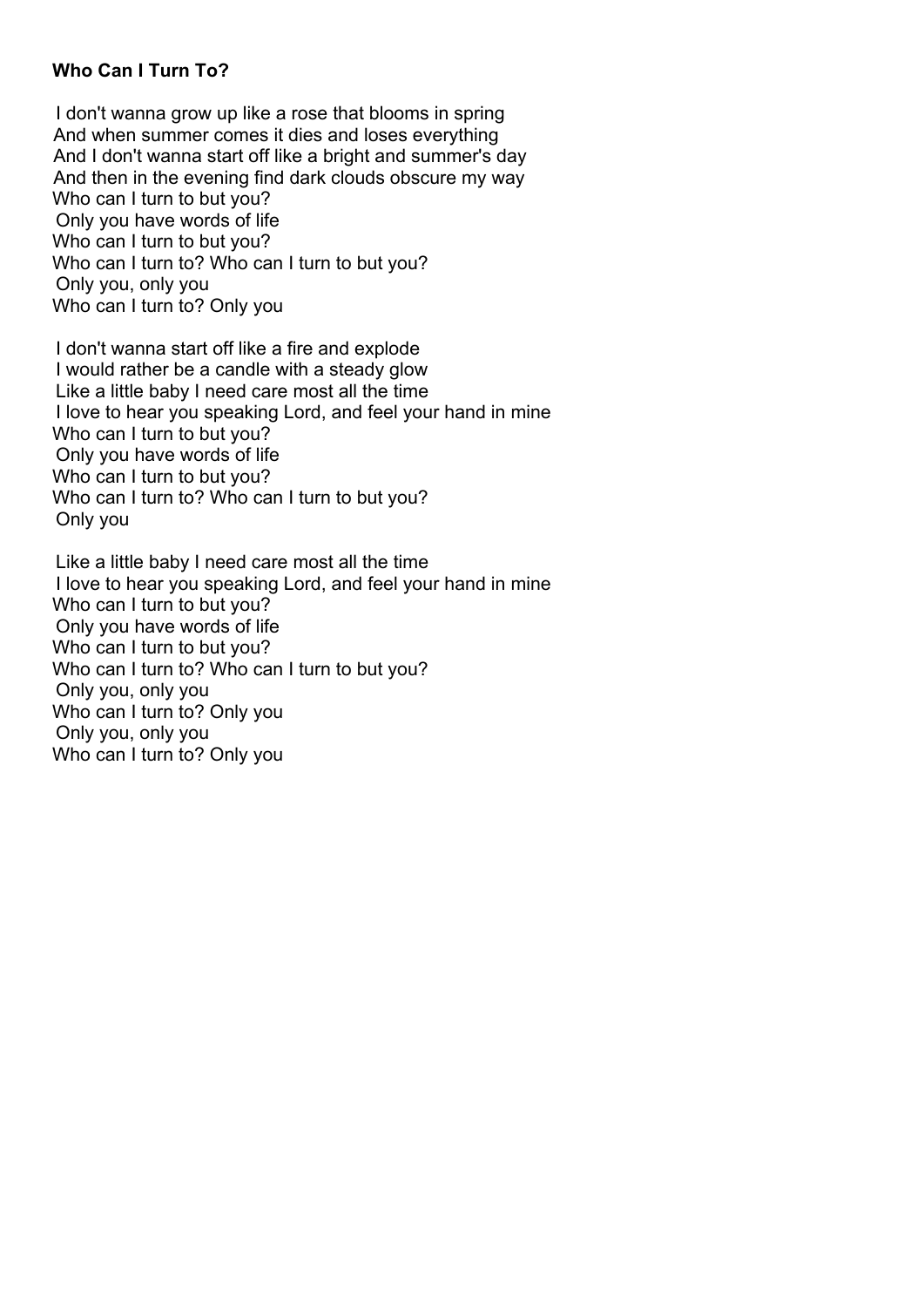**Who Can I Turn To?**

I don't wanna grow up like a rose that blooms in spring
And when summer comes it dies and loses everything
And I don't wanna start off like a bright and summer's day
And then in the evening find dark clouds obscure my way
Who can I turn to but you?
Only you have words of life
Who can I turn to but you?
Who can I turn to? Who can I turn to but you?
Only you, only you
Who can I turn to? Only you

I don't wanna start off like a fire and explode
I would rather be a candle with a steady glow
Like a little baby I need care most all the time
I love to hear you speaking Lord, and feel your hand in mine
Who can I turn to but you?
Only you have words of life
Who can I turn to but you?
Who can I turn to? Who can I turn to but you?
Only you

Like a little baby I need care most all the time
I love to hear you speaking Lord, and feel your hand in mine
Who can I turn to but you?
Only you have words of life
Who can I turn to but you?
Who can I turn to? Who can I turn to but you?
Only you, only you
Who can I turn to? Only you
Only you, only you
Who can I turn to? Only you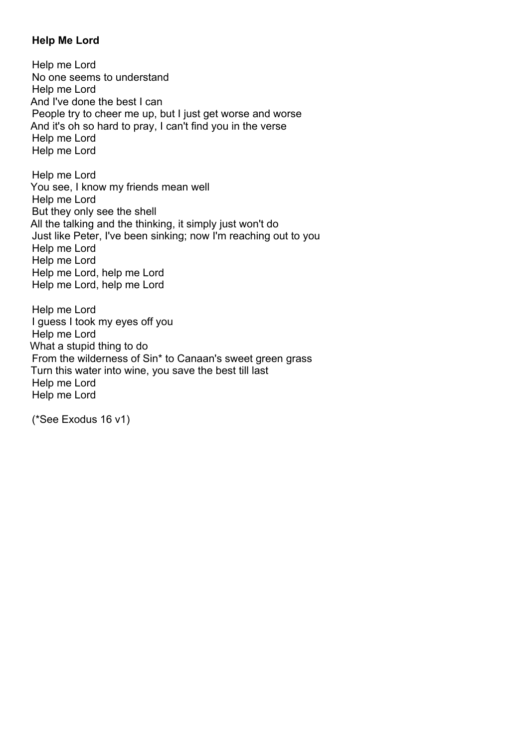**Help Me Lord**

Help me Lord
No one seems to understand
Help me Lord
And I've done the best I can
People try to cheer me up, but I just get worse and worse
And it's oh so hard to pray, I can't find you in the verse
Help me Lord
Help me Lord

Help me Lord
You see, I know my friends mean well
Help me Lord
But they only see the shell
All the talking and the thinking, it simply just won't do
Just like Peter, I've been sinking; now I'm reaching out to you
Help me Lord
Help me Lord
Help me Lord, help me Lord
Help me Lord, help me Lord

Help me Lord
I guess I took my eyes off you
Help me Lord
What a stupid thing to do
From the wilderness of Sin* to Canaan's sweet green grass
Turn this water into wine, you save the best till last
Help me Lord
Help me Lord

(*See Exodus 16 v1)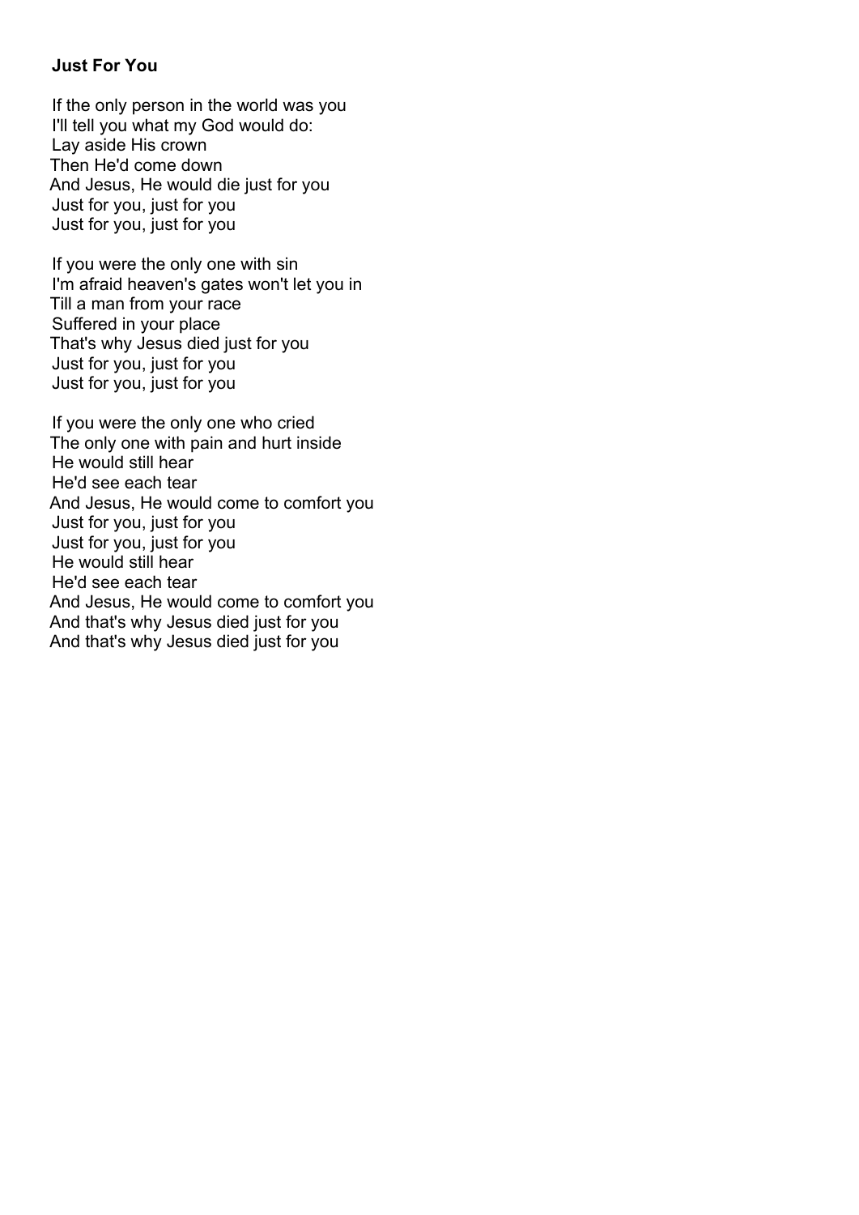**Just For You**

If the only person in the world was you
I'll tell you what my God would do:
Lay aside His crown
Then He'd come down
And Jesus, He would die just for you
Just for you, just for you
Just for you, just for you

If you were the only one with sin
I'm afraid heaven's gates won't let you in
Till a man from your race
Suffered in your place
That's why Jesus died just for you
Just for you, just for you
Just for you, just for you

If you were the only one who cried
The only one with pain and hurt inside
He would still hear
He'd see each tear
And Jesus, He would come to comfort you
Just for you, just for you
Just for you, just for you
He would still hear
He'd see each tear
And Jesus, He would come to comfort you
And that's why Jesus died just for you
And that's why Jesus died just for you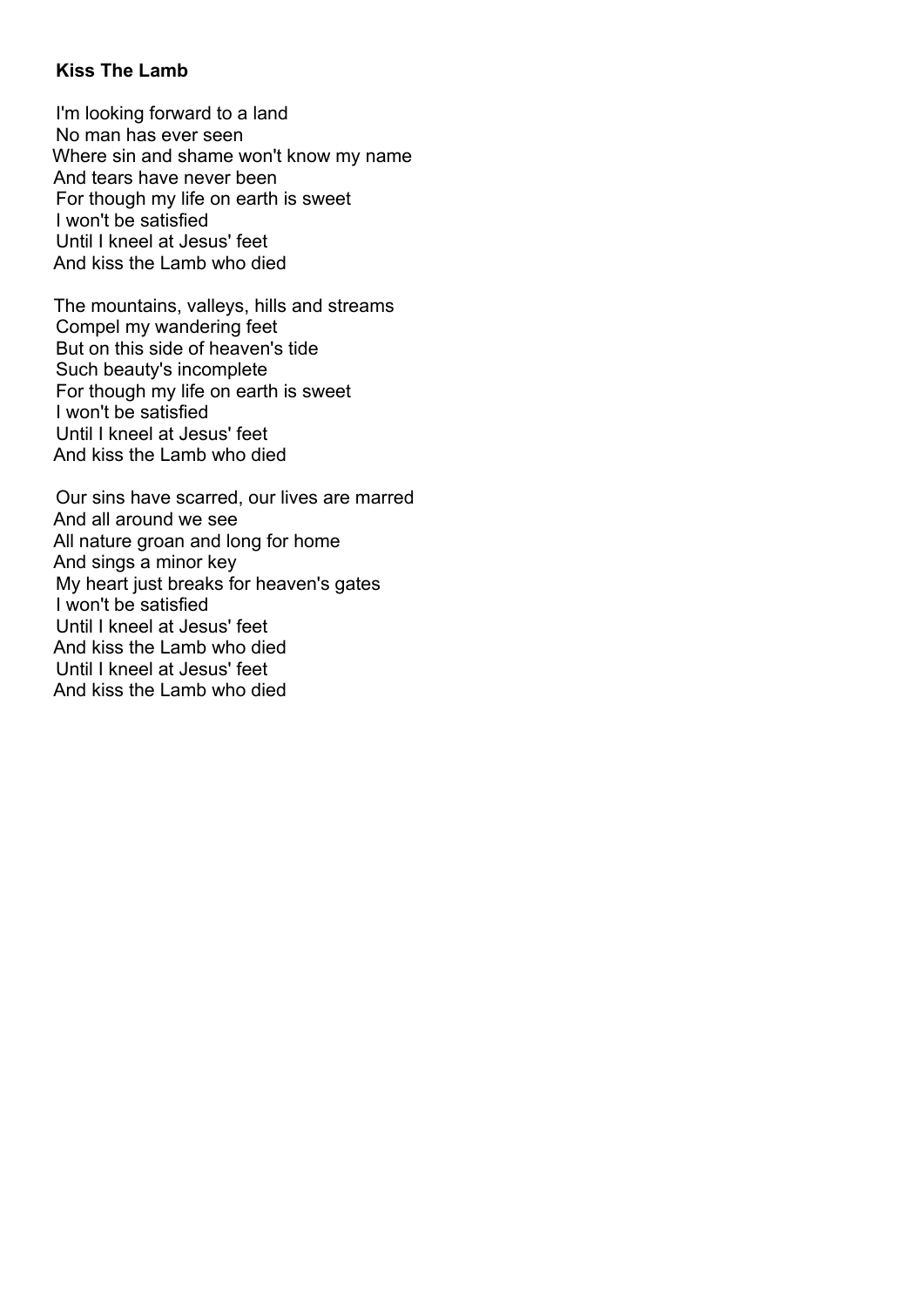**Kiss The Lamb**

I'm looking forward to a land
No man has ever seen
Where sin and shame won't know my name
And tears have never been
For though my life on earth is sweet
I won't be satisfied
Until I kneel at Jesus' feet
And kiss the Lamb who died

The mountains, valleys, hills and streams
Compel my wandering feet
But on this side of heaven's tide
Such beauty's incomplete
For though my life on earth is sweet
I won't be satisfied
Until I kneel at Jesus' feet
And kiss the Lamb who died

Our sins have scarred, our lives are marred
And all around we see
All nature groan and long for home
And sings a minor key
My heart just breaks for heaven's gates
I won't be satisfied
Until I kneel at Jesus' feet
And kiss the Lamb who died
Until I kneel at Jesus' feet
And kiss the Lamb who died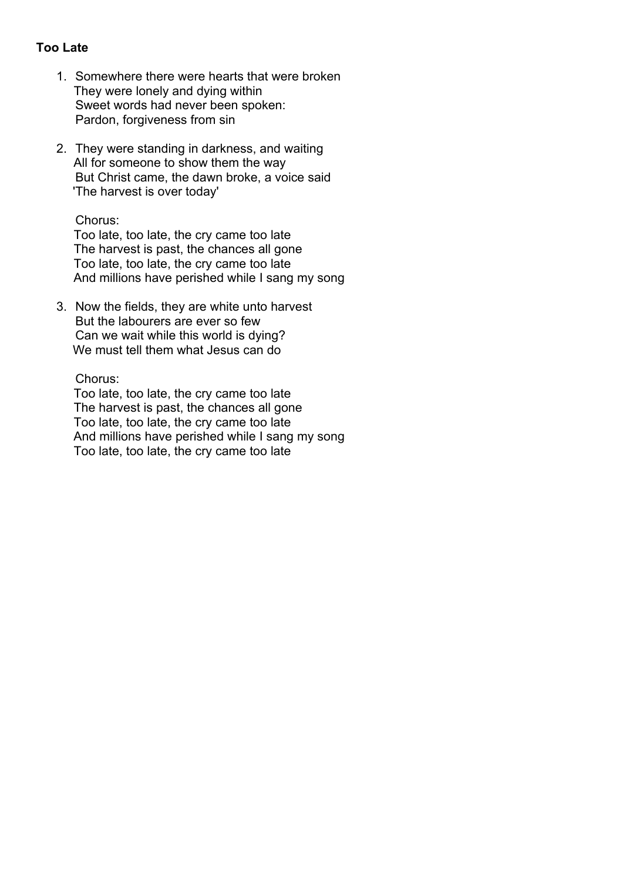**Too Late**

1. Somewhere there were hearts that were broken
   They were lonely and dying within
   Sweet words had never been spoken:
   Pardon, forgiveness from sin

2. They were standing in darkness, and waiting
   All for someone to show them the way
   But Christ came, the dawn broke, a voice said
   'The harvest is over today'

   Chorus:
   Too late, too late, the cry came too late
   The harvest is past, the chances all gone
   Too late, too late, the cry came too late
   And millions have perished while I sang my song

3. Now the fields, they are white unto harvest
   But the labourers are ever so few
   Can we wait while this world is dying?
   We must tell them what Jesus can do

   Chorus:
   Too late, too late, the cry came too late
   The harvest is past, the chances all gone
   Too late, too late, the cry came too late
   And millions have perished while I sang my song
   Too late, too late, the cry came too late